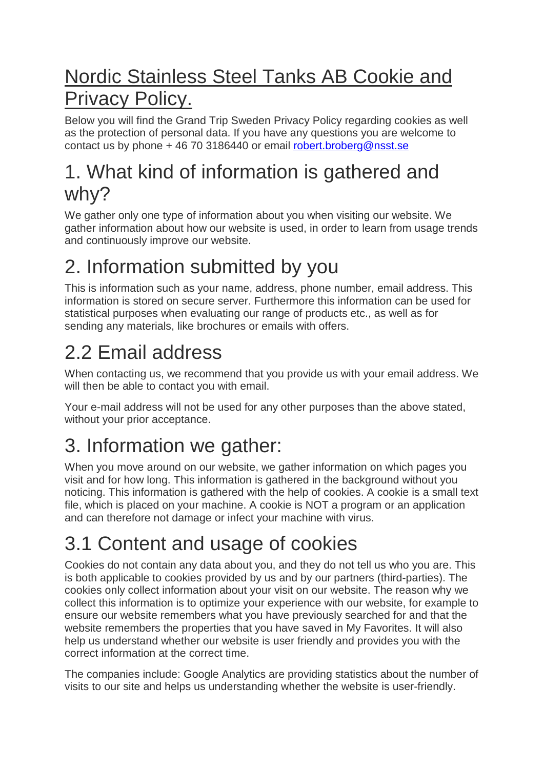# Nordic Stainless Steel Tanks AB Cookie and Privacy Policy.

Below you will find the Grand Trip Sweden Privacy Policy regarding cookies as well as the protection of personal data. If you have any questions you are welcome to contact us by phone + 46 70 3186440 or email robert.broberg@nsst.se

## 1. What kind of information is gathered and why?

We gather only one type of information about you when visiting our website. We gather information about how our website is used, in order to learn from usage trends and continuously improve our website.

## 2. Information submitted by you

This is information such as your name, address, phone number, email address. This information is stored on secure server. Furthermore this information can be used for statistical purposes when evaluating our range of products etc., as well as for sending any materials, like brochures or emails with offers.

## 2.2 Email address

When contacting us, we recommend that you provide us with your email address. We will then be able to contact you with email.

Your e-mail address will not be used for any other purposes than the above stated, without your prior acceptance.

## 3. Information we gather:

When you move around on our website, we gather information on which pages you visit and for how long. This information is gathered in the background without you noticing. This information is gathered with the help of cookies. A cookie is a small text file, which is placed on your machine. A cookie is NOT a program or an application and can therefore not damage or infect your machine with virus.

## 3.1 Content and usage of cookies

Cookies do not contain any data about you, and they do not tell us who you are. This is both applicable to cookies provided by us and by our partners (third-parties). The cookies only collect information about your visit on our website. The reason why we collect this information is to optimize your experience with our website, for example to ensure our website remembers what you have previously searched for and that the website remembers the properties that you have saved in My Favorites. It will also help us understand whether our website is user friendly and provides you with the correct information at the correct time.

The companies include: Google Analytics are providing statistics about the number of visits to our site and helps us understanding whether the website is user-friendly.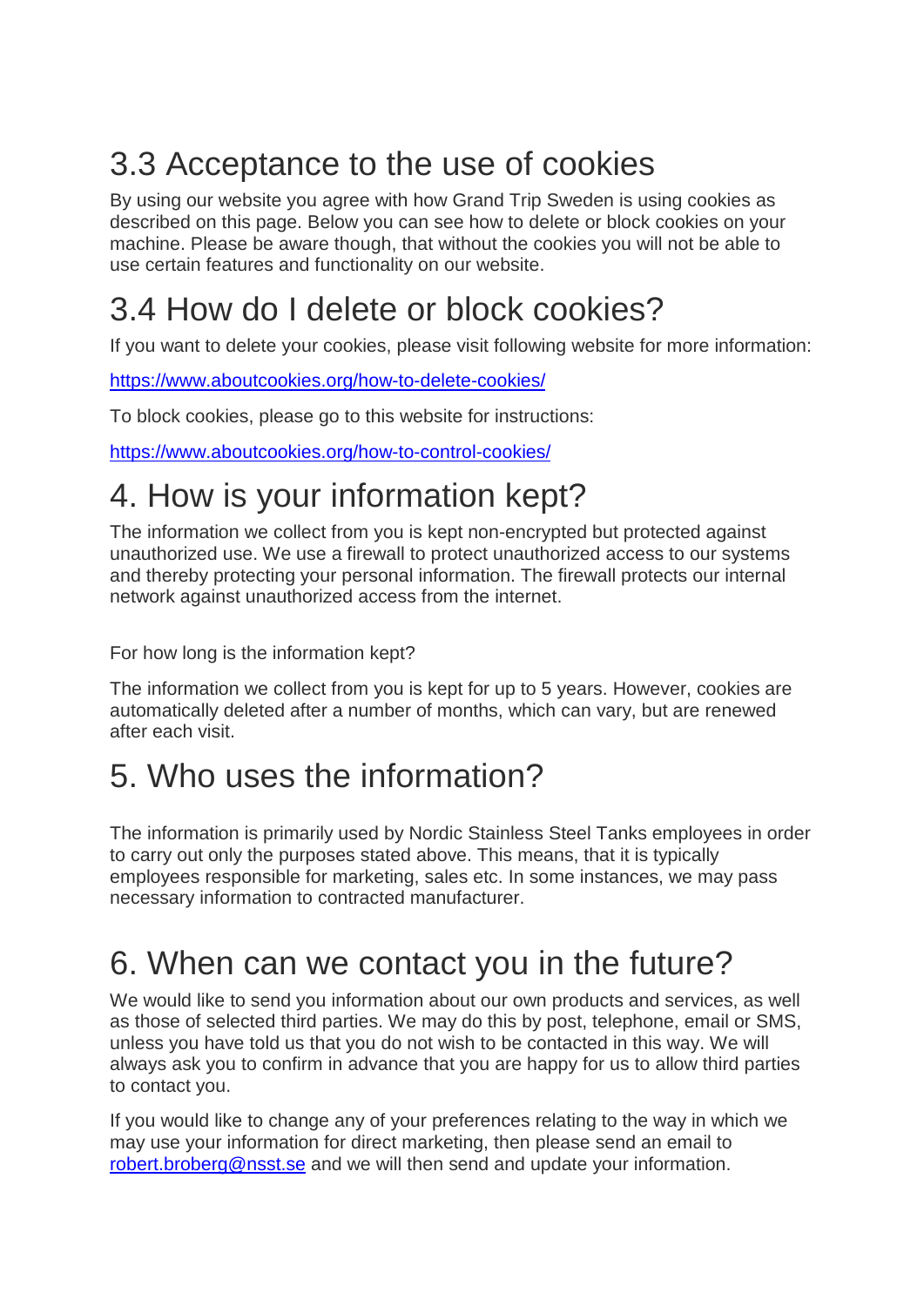## 3.3 Acceptance to the use of cookies

By using our website you agree with how Grand Trip Sweden is using cookies as described on this page. Below you can see how to delete or block cookies on your machine. Please be aware though, that without the cookies you will not be able to use certain features and functionality on our website.

## 3.4 How do I delete or block cookies?

If you want to delete your cookies, please visit following website for more information:

https://www.aboutcookies.org/how-to-delete-cookies/

To block cookies, please go to this website for instructions:

https://www.aboutcookies.org/how-to-control-cookies/

# 4. How is your information kept?

The information we collect from you is kept non-encrypted but protected against unauthorized use. We use a firewall to protect unauthorized access to our systems and thereby protecting your personal information. The firewall protects our internal network against unauthorized access from the internet.

For how long is the information kept?

The information we collect from you is kept for up to 5 years. However, cookies are automatically deleted after a number of months, which can vary, but are renewed after each visit.

# 5. Who uses the information?

The information is primarily used by Nordic Stainless Steel Tanks employees in order to carry out only the purposes stated above. This means, that it is typically employees responsible for marketing, sales etc. In some instances, we may pass necessary information to contracted manufacturer.

# 6. When can we contact you in the future?

We would like to send you information about our own products and services, as well as those of selected third parties. We may do this by post, telephone, email or SMS, unless you have told us that you do not wish to be contacted in this way. We will always ask you to confirm in advance that you are happy for us to allow third parties to contact you.

If you would like to change any of your preferences relating to the way in which we may use your information for direct marketing, then please send an email to robert.broberg@nsst.se and we will then send and update your information.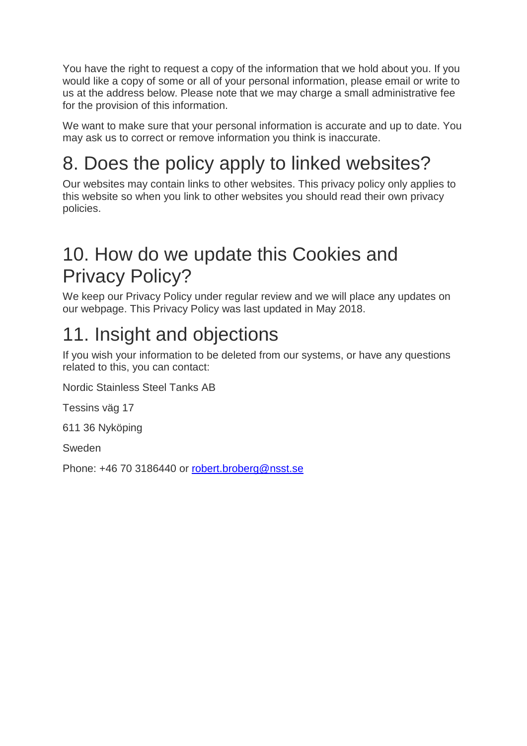You have the right to request a copy of the information that we hold about you. If you would like a copy of some or all of your personal information, please email or write to us at the address below. Please note that we may charge a small administrative fee for the provision of this information.

We want to make sure that your personal information is accurate and up to date. You may ask us to correct or remove information you think is inaccurate.

# 8. Does the policy apply to linked websites?

Our websites may contain links to other websites. This privacy policy only applies to this website so when you link to other websites you should read their own privacy policies.

# 10. How do we update this Cookies and Privacy Policy?

We keep our Privacy Policy under regular review and we will place any updates on our webpage. This Privacy Policy was last updated in May 2018.

# 11. Insight and objections

If you wish your information to be deleted from our systems, or have any questions related to this, you can contact:

Nordic Stainless Steel Tanks AB

Tessins väg 17

611 36 Nyköping

Sweden

Phone: +46 70 3186440 or [robert.broberg@nsst.se](mailto:robert.broberg@nsst.se)